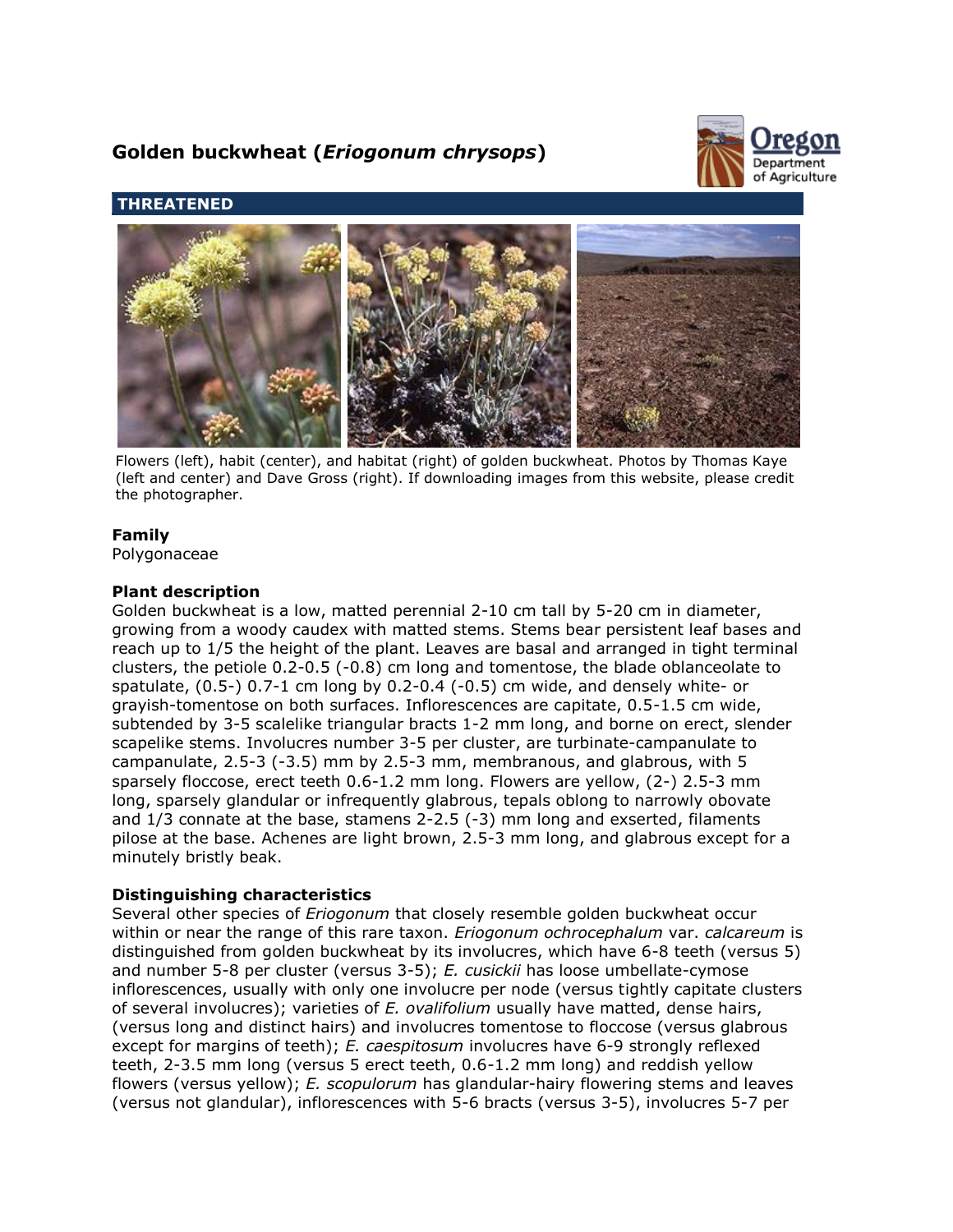# Golden buckwheat (*Eriogonum chrysops*)

**THREATENED**

Flowers (left), habit (center), and habitat (right) of golden buckwheat. Photos by Thomas Kaye (left and center) and Dave Gross (right). If downloading images from this website, please credit the photographer.

### Family

Polygonaceae

### Plant description

Golden buckwheat is a low, matted perennial 2-10 cm tall by 5-20 cm in diameter, growing from a woody caudex with matted stems. Stems bear persistent leaf bases and reach up to 1/5 the height of the plant. Leaves are basal and arranged in tight terminal clusters, the petiole 0.2-0.5 (-0.8) cm long and tomentose, the blade oblanceolate to spatulate, (0.5-) 0.7-1 cm long by 0.2-0.4 (-0.5) cm wide, and densely white- or grayish-tomentose on both surfaces. Inflorescences are capitate, 0.5-1.5 cm wide, subtended by 3-5 scalelike triangular bracts 1-2 mm long, and borne on erect, slender scapelike stems. Involucres number 3-5 per cluster, are turbinate-campanulate to campanulate, 2.5-3 (-3.5) mm by 2.5-3 mm, membranous, and glabrous, with 5 sparsely floccose, erect teeth 0.6-1.2 mm long. Flowers are yellow, (2-) 2.5-3 mm long, sparsely glandular or infrequently glabrous, tepals oblong to narrowly obovate and 1/3 connate at the base, stamens 2-2.5 (-3) mm long and exserted, filaments pilose at the base. Achenes are light brown, 2.5-3 mm long, and glabrous except for a minutely bristly beak.

### Distinguishing characteristics

Several other species of *Eriogonum* that closely resemble golden buckwheat occur within or near the range of this rare taxon. *Eriogonum ochrocephalum* var. *calcareum* is distinguished from golden buckwheat by its involucres, which have 6-8 teeth (versus 5) and number 5-8 per cluster (versus 3-5); *E. cusickii* has loose umbellate-cymose inflorescences, usually with only one involucre per node (versus tightly capitate clusters of several involucres); varieties of *E. ovalifolium* usually have matted, dense hairs, (versus long and distinct hairs) and involucres tomentose to floccose (versus glabrous except for margins of teeth); *E. caespitosum* involucres have 6-9 strongly reflexed teeth, 2-3.5 mm long (versus 5 erect teeth, 0.6-1.2 mm long) and reddish yellow flowers (versus yellow); *E. scopulorum* has glandular-hairy flowering stems and leaves (versus not glandular), inflorescences with 5-6 bracts (versus 3-5), involucres 5-7 per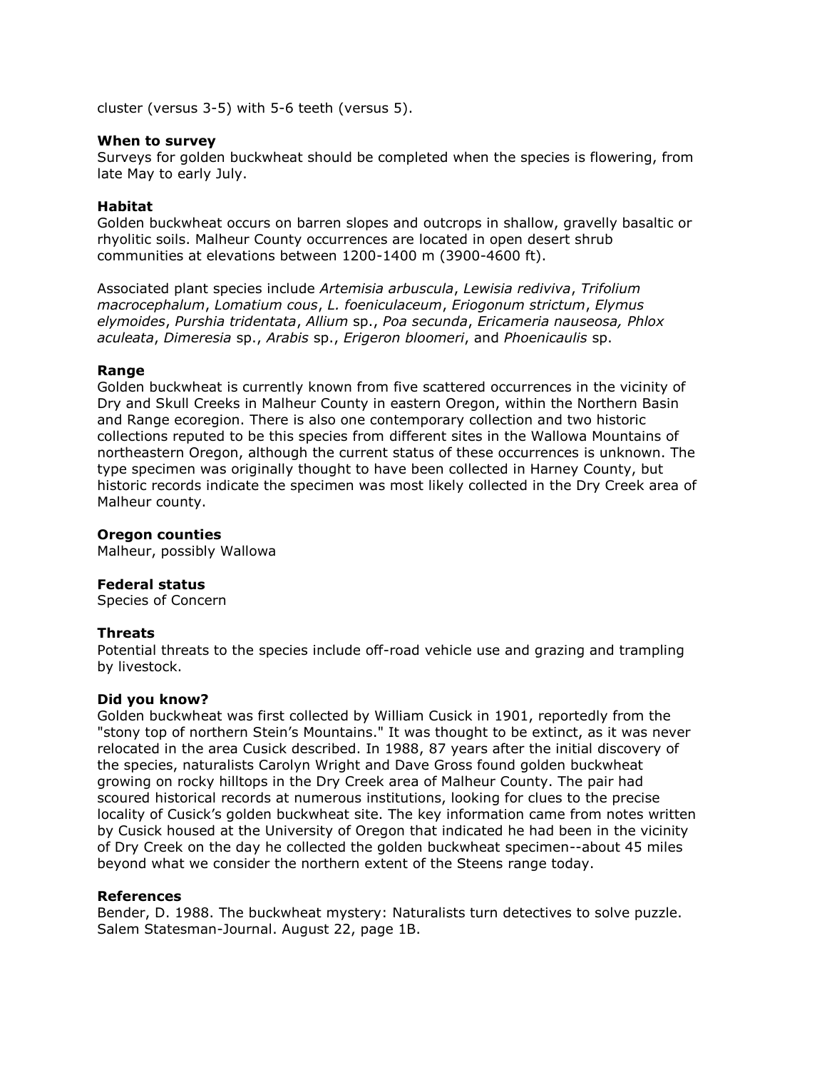cluster (versus 3-5) with 5-6 teeth (versus 5).

**When to survey**
Surveys for golden buckwheat should be completed when the species is flowering, from late May to early July.

**Habitat**
Golden buckwheat occurs on barren slopes and outcrops in shallow, gravelly basaltic or rhyolitic soils. Malheur County occurrences are located in open desert shrub communities at elevations between 1200-1400 m (3900-4600 ft).

Associated plant species include *Artemisia arbuscula*, *Lewisia rediviva*, *Trifolium macrocephalum*, *Lomatium cous*, *L. foeniculaceum*, *Eriogonum strictum*, *Elymus elymoides*, *Purshia tridentata*, *Allium* sp., *Poa secunda*, *Ericameria nauseosa, Phlox aculeata*, *Dimeresia* sp., *Arabis* sp., *Erigeron bloomeri*, and *Phoenicaulis* sp.

**Range**
Golden buckwheat is currently known from five scattered occurrences in the vicinity of Dry and Skull Creeks in Malheur County in eastern Oregon, within the Northern Basin and Range ecoregion. There is also one contemporary collection and two historic collections reputed to be this species from different sites in the Wallowa Mountains of northeastern Oregon, although the current status of these occurrences is unknown. The type specimen was originally thought to have been collected in Harney County, but historic records indicate the specimen was most likely collected in the Dry Creek area of Malheur county.

**Oregon counties**
Malheur, possibly Wallowa

**Federal status**
Species of Concern

**Threats**
Potential threats to the species include off-road vehicle use and grazing and trampling by livestock.

**Did you know?**
Golden buckwheat was first collected by William Cusick in 1901, reportedly from the "stony top of northern Stein's Mountains." It was thought to be extinct, as it was never relocated in the area Cusick described. In 1988, 87 years after the initial discovery of the species, naturalists Carolyn Wright and Dave Gross found golden buckwheat growing on rocky hilltops in the Dry Creek area of Malheur County. The pair had scoured historical records at numerous institutions, looking for clues to the precise locality of Cusick's golden buckwheat site. The key information came from notes written by Cusick housed at the University of Oregon that indicated he had been in the vicinity of Dry Creek on the day he collected the golden buckwheat specimen--about 45 miles beyond what we consider the northern extent of the Steens range today.

**References**
Bender, D. 1988. The buckwheat mystery: Naturalists turn detectives to solve puzzle. Salem Statesman-Journal. August 22, page 1B.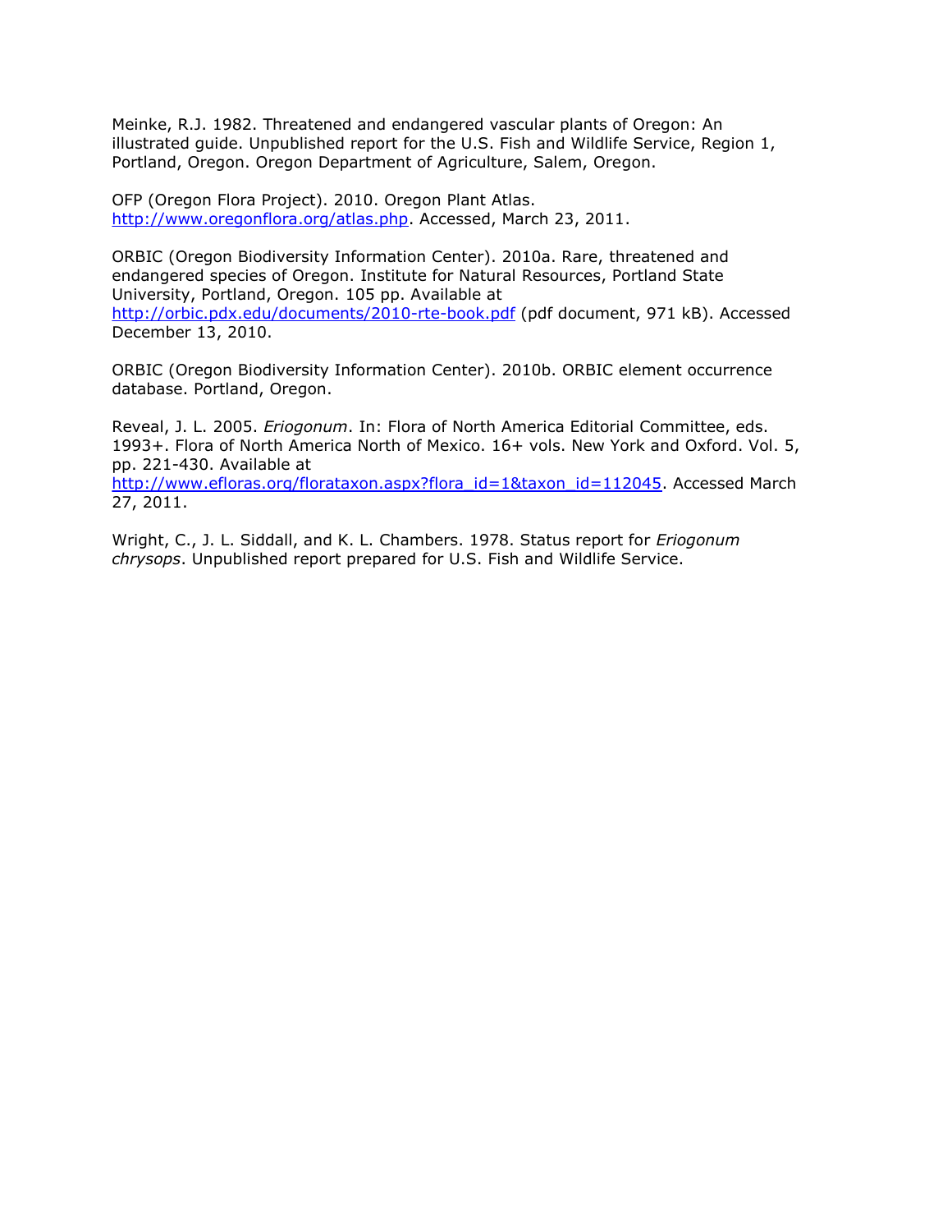Meinke, R.J. 1982. Threatened and endangered vascular plants of Oregon: An illustrated guide. Unpublished report for the U.S. Fish and Wildlife Service, Region 1, Portland, Oregon. Oregon Department of Agriculture, Salem, Oregon.

OFP (Oregon Flora Project). 2010. Oregon Plant Atlas. http://www.oregonflora.org/atlas.php. Accessed, March 23, 2011.

ORBIC (Oregon Biodiversity Information Center). 2010a. Rare, threatened and endangered species of Oregon. Institute for Natural Resources, Portland State University, Portland, Oregon. 105 pp. Available at http://orbic.pdx.edu/documents/2010-rte-book.pdf (pdf document, 971 kB). Accessed December 13, 2010.

ORBIC (Oregon Biodiversity Information Center). 2010b. ORBIC element occurrence database. Portland, Oregon.

Reveal, J. L. 2005. *Eriogonum*. In: Flora of North America Editorial Committee, eds. 1993+. Flora of North America North of Mexico. 16+ vols. New York and Oxford. Vol. 5, pp. 221-430. Available at http://www.efloras.org/florataxon.aspx?flora_id=1&taxon_id=112045. Accessed March 27, 2011.

Wright, C., J. L. Siddall, and K. L. Chambers. 1978. Status report for *Eriogonum chrysops*. Unpublished report prepared for U.S. Fish and Wildlife Service.